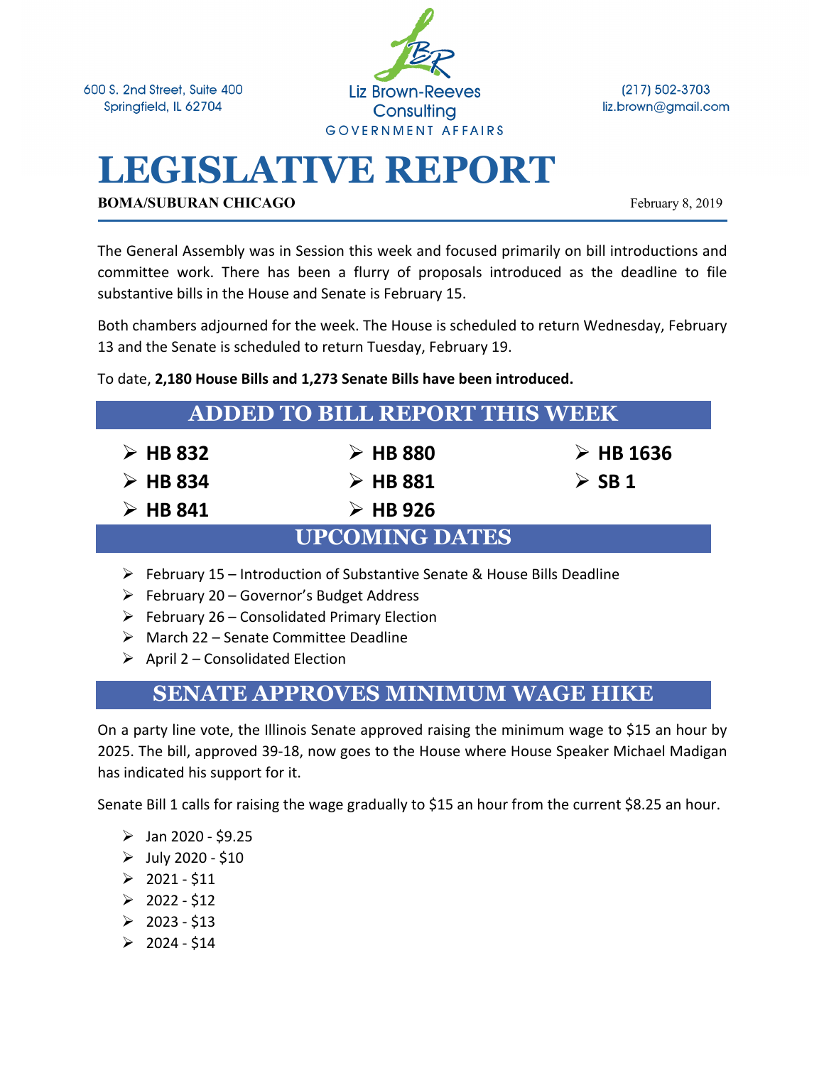600 S. 2nd Street, Suite 400
Springfield, IL 62704

Liz Brown-Reeves Consulting
GOVERNMENT AFFAIRS

(217) 502-3703
liz.brown@gmail.com

# LEGISLATIVE REPORT

**BOMA/SUBURAN CHICAGO** February 8, 2019

The General Assembly was in Session this week and focused primarily on bill introductions and committee work. There has been a flurry of proposals introduced as the deadline to file substantive bills in the House and Senate is February 15.

Both chambers adjourned for the week. The House is scheduled to return Wednesday, February 13 and the Senate is scheduled to return Tuesday, February 19.

To date, **2,180 House Bills and 1,273 Senate Bills have been introduced.**

## ADDED TO BILL REPORT THIS WEEK

- **HB 832**
- **HB 834**
- **HB 841**
- **HB 880**
- **HB 881**
- **HB 926**
- **HB 1636**
- **SB 1**

## UPCOMING DATES

- February 15 – Introduction of Substantive Senate & House Bills Deadline
- February 20 – Governor's Budget Address
- February 26 – Consolidated Primary Election
- March 22 – Senate Committee Deadline
- April 2 – Consolidated Election

## SENATE APPROVES MINIMUM WAGE HIKE

On a party line vote, the Illinois Senate approved raising the minimum wage to $15 an hour by 2025. The bill, approved 39-18, now goes to the House where House Speaker Michael Madigan has indicated his support for it.

Senate Bill 1 calls for raising the wage gradually to $15 an hour from the current $8.25 an hour.

- Jan 2020 - $9.25
- July 2020 - $10
- 2021 - $11
- 2022 - $12
- 2023 - $13
- 2024 - $14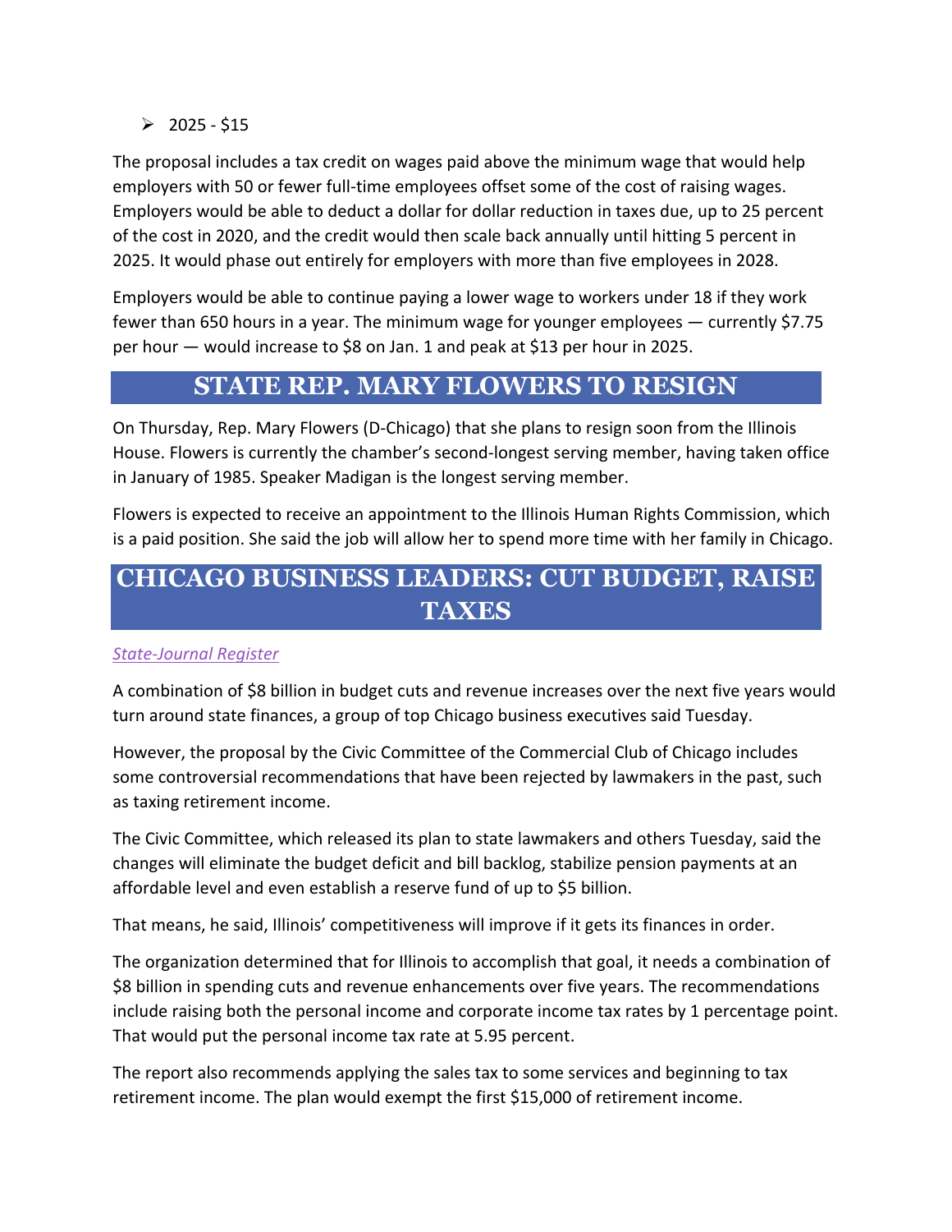- 2025 - $15

The proposal includes a tax credit on wages paid above the minimum wage that would help employers with 50 or fewer full-time employees offset some of the cost of raising wages. Employers would be able to deduct a dollar for dollar reduction in taxes due, up to 25 percent of the cost in 2020, and the credit would then scale back annually until hitting 5 percent in 2025. It would phase out entirely for employers with more than five employees in 2028.

Employers would be able to continue paying a lower wage to workers under 18 if they work fewer than 650 hours in a year. The minimum wage for younger employees — currently $7.75 per hour — would increase to $8 on Jan. 1 and peak at $13 per hour in 2025.

## STATE REP. MARY FLOWERS TO RESIGN

On Thursday, Rep. Mary Flowers (D-Chicago) that she plans to resign soon from the Illinois House. Flowers is currently the chamber's second-longest serving member, having taken office in January of 1985. Speaker Madigan is the longest serving member.

Flowers is expected to receive an appointment to the Illinois Human Rights Commission, which is a paid position. She said the job will allow her to spend more time with her family in Chicago.

## CHICAGO BUSINESS LEADERS: CUT BUDGET, RAISE TAXES

*State-Journal Register*

A combination of $8 billion in budget cuts and revenue increases over the next five years would turn around state finances, a group of top Chicago business executives said Tuesday.

However, the proposal by the Civic Committee of the Commercial Club of Chicago includes some controversial recommendations that have been rejected by lawmakers in the past, such as taxing retirement income.

The Civic Committee, which released its plan to state lawmakers and others Tuesday, said the changes will eliminate the budget deficit and bill backlog, stabilize pension payments at an affordable level and even establish a reserve fund of up to $5 billion.

That means, he said, Illinois' competitiveness will improve if it gets its finances in order.

The organization determined that for Illinois to accomplish that goal, it needs a combination of $8 billion in spending cuts and revenue enhancements over five years. The recommendations include raising both the personal income and corporate income tax rates by 1 percentage point. That would put the personal income tax rate at 5.95 percent.

The report also recommends applying the sales tax to some services and beginning to tax retirement income. The plan would exempt the first $15,000 of retirement income.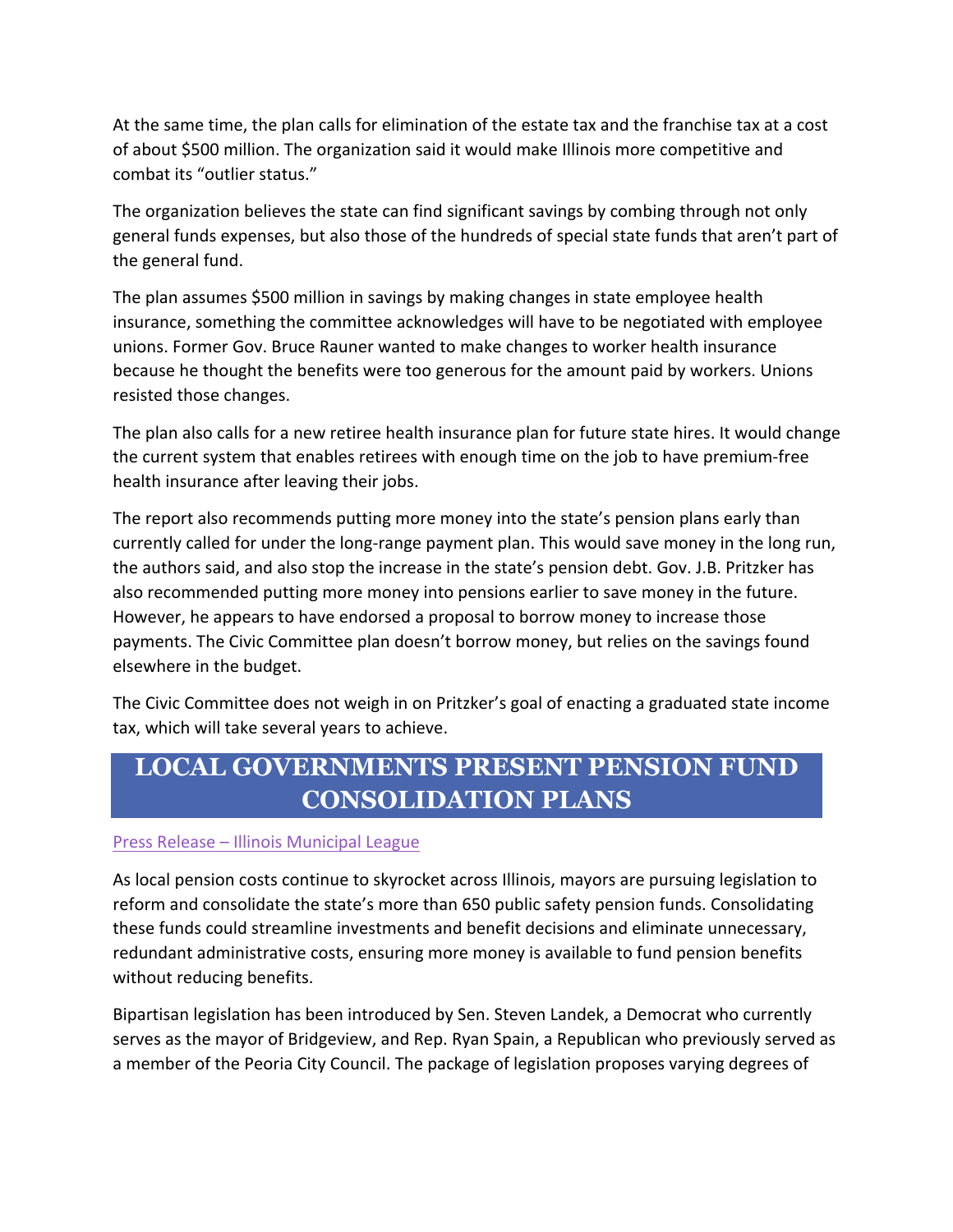At the same time, the plan calls for elimination of the estate tax and the franchise tax at a cost of about $500 million. The organization said it would make Illinois more competitive and combat its "outlier status."

The organization believes the state can find significant savings by combing through not only general funds expenses, but also those of the hundreds of special state funds that aren't part of the general fund.

The plan assumes $500 million in savings by making changes in state employee health insurance, something the committee acknowledges will have to be negotiated with employee unions. Former Gov. Bruce Rauner wanted to make changes to worker health insurance because he thought the benefits were too generous for the amount paid by workers. Unions resisted those changes.

The plan also calls for a new retiree health insurance plan for future state hires. It would change the current system that enables retirees with enough time on the job to have premium-free health insurance after leaving their jobs.

The report also recommends putting more money into the state's pension plans early than currently called for under the long-range payment plan. This would save money in the long run, the authors said, and also stop the increase in the state's pension debt. Gov. J.B. Pritzker has also recommended putting more money into pensions earlier to save money in the future. However, he appears to have endorsed a proposal to borrow money to increase those payments. The Civic Committee plan doesn't borrow money, but relies on the savings found elsewhere in the budget.

The Civic Committee does not weigh in on Pritzker's goal of enacting a graduated state income tax, which will take several years to achieve.

## LOCAL GOVERNMENTS PRESENT PENSION FUND CONSOLIDATION PLANS

Press Release – Illinois Municipal League

As local pension costs continue to skyrocket across Illinois, mayors are pursuing legislation to reform and consolidate the state's more than 650 public safety pension funds. Consolidating these funds could streamline investments and benefit decisions and eliminate unnecessary, redundant administrative costs, ensuring more money is available to fund pension benefits without reducing benefits.

Bipartisan legislation has been introduced by Sen. Steven Landek, a Democrat who currently serves as the mayor of Bridgeview, and Rep. Ryan Spain, a Republican who previously served as a member of the Peoria City Council. The package of legislation proposes varying degrees of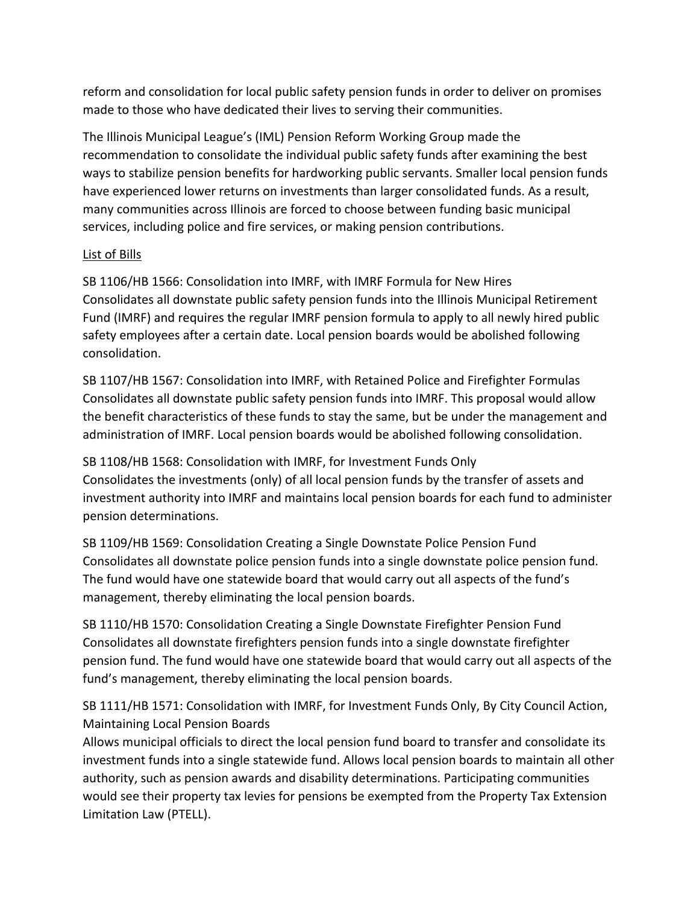reform and consolidation for local public safety pension funds in order to deliver on promises made to those who have dedicated their lives to serving their communities.

The Illinois Municipal League's (IML) Pension Reform Working Group made the recommendation to consolidate the individual public safety funds after examining the best ways to stabilize pension benefits for hardworking public servants. Smaller local pension funds have experienced lower returns on investments than larger consolidated funds. As a result, many communities across Illinois are forced to choose between funding basic municipal services, including police and fire services, or making pension contributions.

<u>List of Bills</u>

SB 1106/HB 1566: Consolidation into IMRF, with IMRF Formula for New Hires
Consolidates all downstate public safety pension funds into the Illinois Municipal Retirement Fund (IMRF) and requires the regular IMRF pension formula to apply to all newly hired public safety employees after a certain date. Local pension boards would be abolished following consolidation.

SB 1107/HB 1567: Consolidation into IMRF, with Retained Police and Firefighter Formulas
Consolidates all downstate public safety pension funds into IMRF. This proposal would allow the benefit characteristics of these funds to stay the same, but be under the management and administration of IMRF. Local pension boards would be abolished following consolidation.

SB 1108/HB 1568: Consolidation with IMRF, for Investment Funds Only
Consolidates the investments (only) of all local pension funds by the transfer of assets and investment authority into IMRF and maintains local pension boards for each fund to administer pension determinations.

SB 1109/HB 1569: Consolidation Creating a Single Downstate Police Pension Fund
Consolidates all downstate police pension funds into a single downstate police pension fund. The fund would have one statewide board that would carry out all aspects of the fund's management, thereby eliminating the local pension boards.

SB 1110/HB 1570: Consolidation Creating a Single Downstate Firefighter Pension Fund
Consolidates all downstate firefighters pension funds into a single downstate firefighter pension fund. The fund would have one statewide board that would carry out all aspects of the fund's management, thereby eliminating the local pension boards.

SB 1111/HB 1571: Consolidation with IMRF, for Investment Funds Only, By City Council Action, Maintaining Local Pension Boards
Allows municipal officials to direct the local pension fund board to transfer and consolidate its investment funds into a single statewide fund. Allows local pension boards to maintain all other authority, such as pension awards and disability determinations. Participating communities would see their property tax levies for pensions be exempted from the Property Tax Extension Limitation Law (PTELL).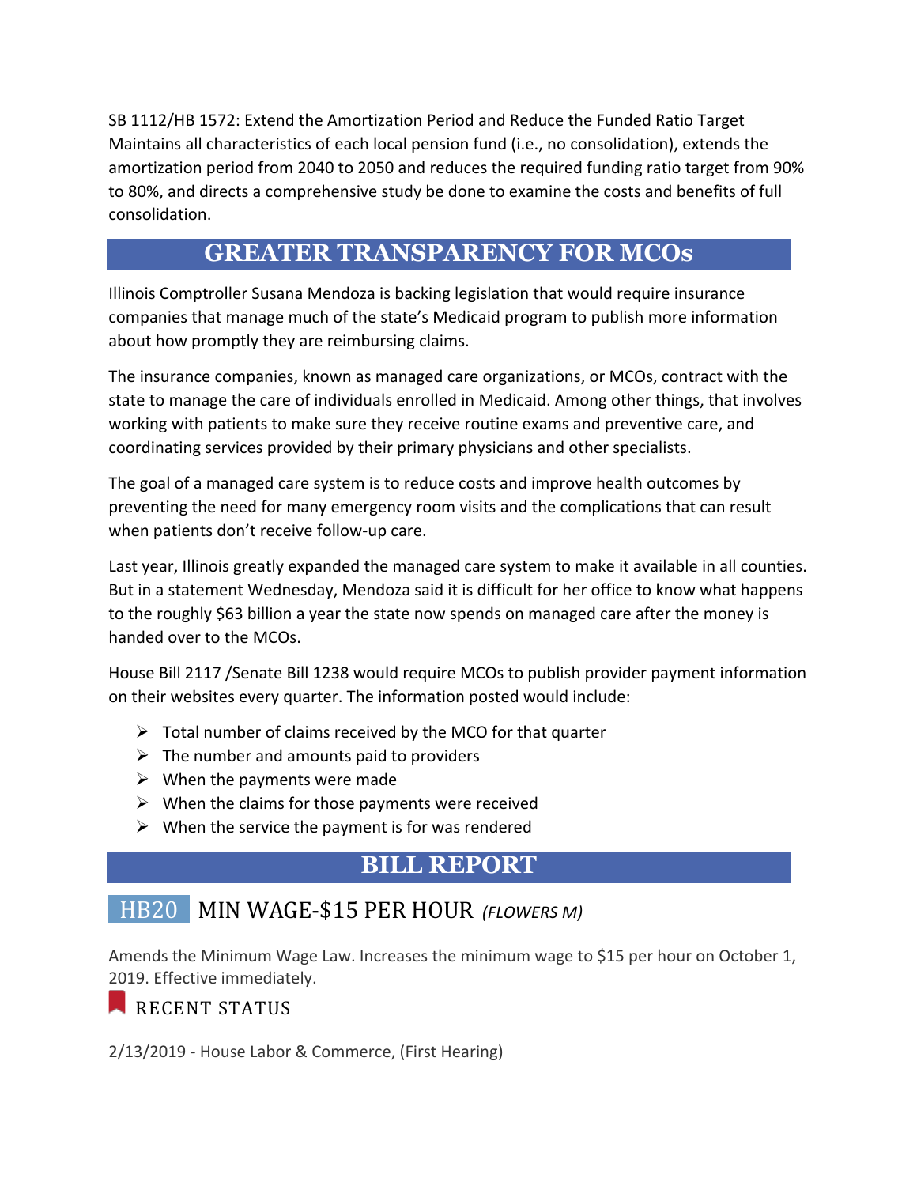SB 1112/HB 1572: Extend the Amortization Period and Reduce the Funded Ratio Target
Maintains all characteristics of each local pension fund (i.e., no consolidation), extends the amortization period from 2040 to 2050 and reduces the required funding ratio target from 90% to 80%, and directs a comprehensive study be done to examine the costs and benefits of full consolidation.

## GREATER TRANSPARENCY FOR MCOs

Illinois Comptroller Susana Mendoza is backing legislation that would require insurance companies that manage much of the state's Medicaid program to publish more information about how promptly they are reimbursing claims.

The insurance companies, known as managed care organizations, or MCOs, contract with the state to manage the care of individuals enrolled in Medicaid. Among other things, that involves working with patients to make sure they receive routine exams and preventive care, and coordinating services provided by their primary physicians and other specialists.

The goal of a managed care system is to reduce costs and improve health outcomes by preventing the need for many emergency room visits and the complications that can result when patients don't receive follow-up care.

Last year, Illinois greatly expanded the managed care system to make it available in all counties. But in a statement Wednesday, Mendoza said it is difficult for her office to know what happens to the roughly $63 billion a year the state now spends on managed care after the money is handed over to the MCOs.

House Bill 2117 /Senate Bill 1238 would require MCOs to publish provider payment information on their websites every quarter. The information posted would include:

- Total number of claims received by the MCO for that quarter
- The number and amounts paid to providers
- When the payments were made
- When the claims for those payments were received
- When the service the payment is for was rendered

## BILL REPORT

### HB20 MIN WAGE-$15 PER HOUR *(FLOWERS M)*

Amends the Minimum Wage Law. Increases the minimum wage to $15 per hour on October 1, 2019. Effective immediately.

#### RECENT STATUS

2/13/2019 - House Labor & Commerce, (First Hearing)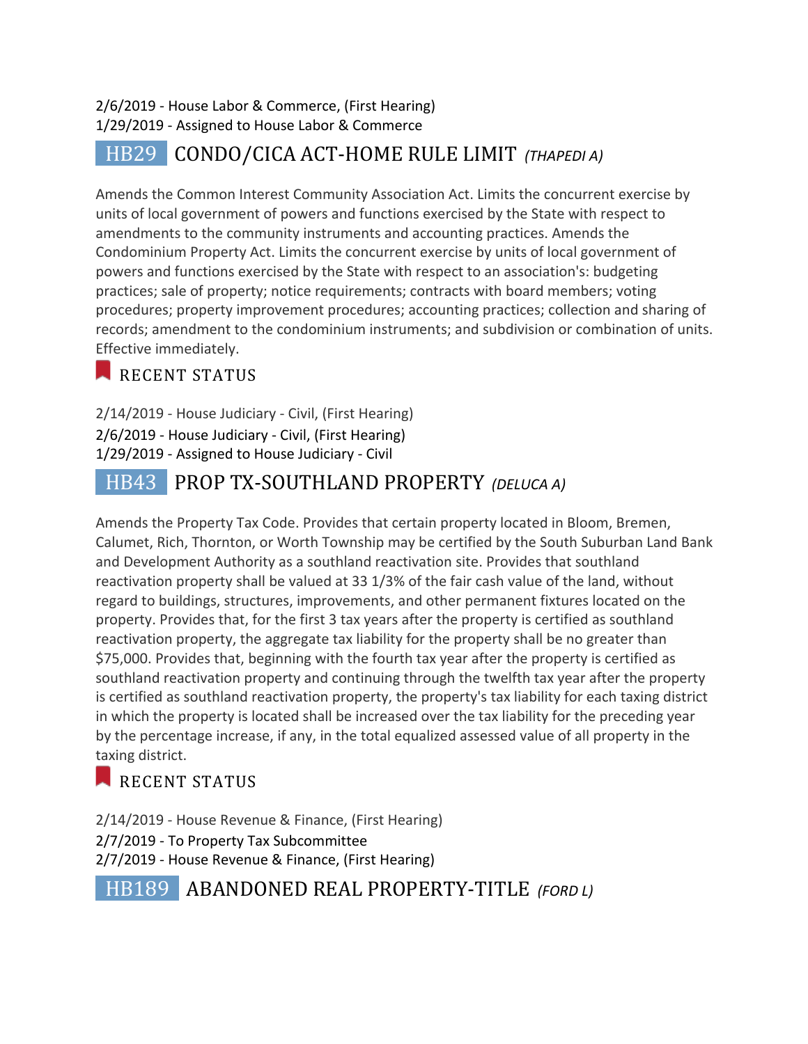2/6/2019 - House Labor & Commerce, (First Hearing)
1/29/2019 - Assigned to House Labor & Commerce

## HB29 CONDO/CICA ACT-HOME RULE LIMIT *(THAPEDI A)*

Amends the Common Interest Community Association Act. Limits the concurrent exercise by units of local government of powers and functions exercised by the State with respect to amendments to the community instruments and accounting practices. Amends the Condominium Property Act. Limits the concurrent exercise by units of local government of powers and functions exercised by the State with respect to an association's: budgeting practices; sale of property; notice requirements; contracts with board members; voting procedures; property improvement procedures; accounting practices; collection and sharing of records; amendment to the condominium instruments; and subdivision or combination of units. Effective immediately.

### RECENT STATUS

2/14/2019 - House Judiciary - Civil, (First Hearing)
2/6/2019 - House Judiciary - Civil, (First Hearing)
1/29/2019 - Assigned to House Judiciary - Civil

## HB43 PROP TX-SOUTHLAND PROPERTY *(DELUCA A)*

Amends the Property Tax Code. Provides that certain property located in Bloom, Bremen, Calumet, Rich, Thornton, or Worth Township may be certified by the South Suburban Land Bank and Development Authority as a southland reactivation site. Provides that southland reactivation property shall be valued at 33 1/3% of the fair cash value of the land, without regard to buildings, structures, improvements, and other permanent fixtures located on the property. Provides that, for the first 3 tax years after the property is certified as southland reactivation property, the aggregate tax liability for the property shall be no greater than $75,000. Provides that, beginning with the fourth tax year after the property is certified as southland reactivation property and continuing through the twelfth tax year after the property is certified as southland reactivation property, the property's tax liability for each taxing district in which the property is located shall be increased over the tax liability for the preceding year by the percentage increase, if any, in the total equalized assessed value of all property in the taxing district.

### RECENT STATUS

2/14/2019 - House Revenue & Finance, (First Hearing)
2/7/2019 - To Property Tax Subcommittee
2/7/2019 - House Revenue & Finance, (First Hearing)

## HB189 ABANDONED REAL PROPERTY-TITLE *(FORD L)*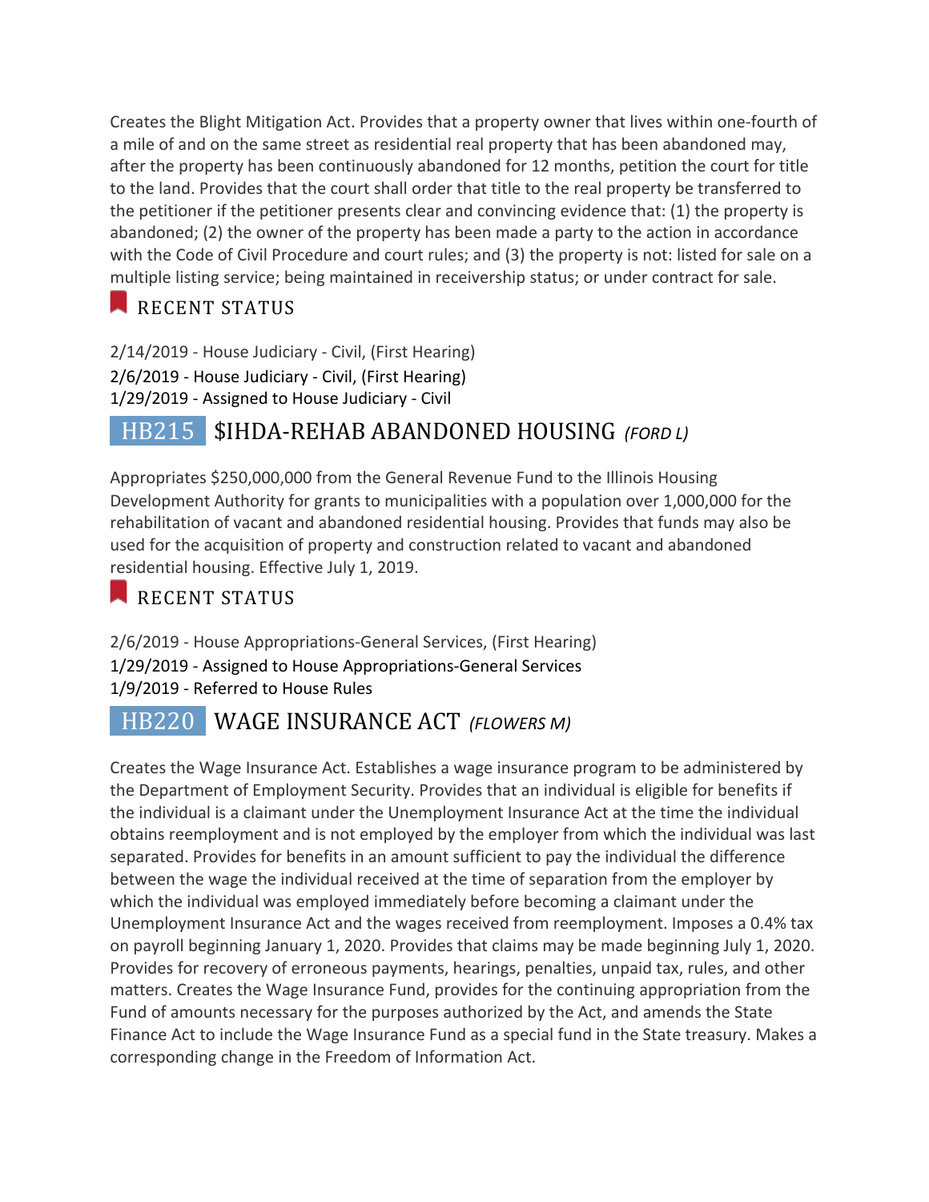Creates the Blight Mitigation Act. Provides that a property owner that lives within one-fourth of a mile of and on the same street as residential real property that has been abandoned may, after the property has been continuously abandoned for 12 months, petition the court for title to the land. Provides that the court shall order that title to the real property be transferred to the petitioner if the petitioner presents clear and convincing evidence that: (1) the property is abandoned; (2) the owner of the property has been made a party to the action in accordance with the Code of Civil Procedure and court rules; and (3) the property is not: listed for sale on a multiple listing service; being maintained in receivership status; or under contract for sale.

### RECENT STATUS

2/14/2019 - House Judiciary - Civil, (First Hearing)
2/6/2019 - House Judiciary - Civil, (First Hearing)
1/29/2019 - Assigned to House Judiciary - Civil

## HB215 $IHDA-REHAB ABANDONED HOUSING *(FORD L)*

Appropriates $250,000,000 from the General Revenue Fund to the Illinois Housing Development Authority for grants to municipalities with a population over 1,000,000 for the rehabilitation of vacant and abandoned residential housing. Provides that funds may also be used for the acquisition of property and construction related to vacant and abandoned residential housing. Effective July 1, 2019.

### RECENT STATUS

2/6/2019 - House Appropriations-General Services, (First Hearing)
1/29/2019 - Assigned to House Appropriations-General Services
1/9/2019 - Referred to House Rules

## HB220 WAGE INSURANCE ACT *(FLOWERS M)*

Creates the Wage Insurance Act. Establishes a wage insurance program to be administered by the Department of Employment Security. Provides that an individual is eligible for benefits if the individual is a claimant under the Unemployment Insurance Act at the time the individual obtains reemployment and is not employed by the employer from which the individual was last separated. Provides for benefits in an amount sufficient to pay the individual the difference between the wage the individual received at the time of separation from the employer by which the individual was employed immediately before becoming a claimant under the Unemployment Insurance Act and the wages received from reemployment. Imposes a 0.4% tax on payroll beginning January 1, 2020. Provides that claims may be made beginning July 1, 2020. Provides for recovery of erroneous payments, hearings, penalties, unpaid tax, rules, and other matters. Creates the Wage Insurance Fund, provides for the continuing appropriation from the Fund of amounts necessary for the purposes authorized by the Act, and amends the State Finance Act to include the Wage Insurance Fund as a special fund in the State treasury. Makes a corresponding change in the Freedom of Information Act.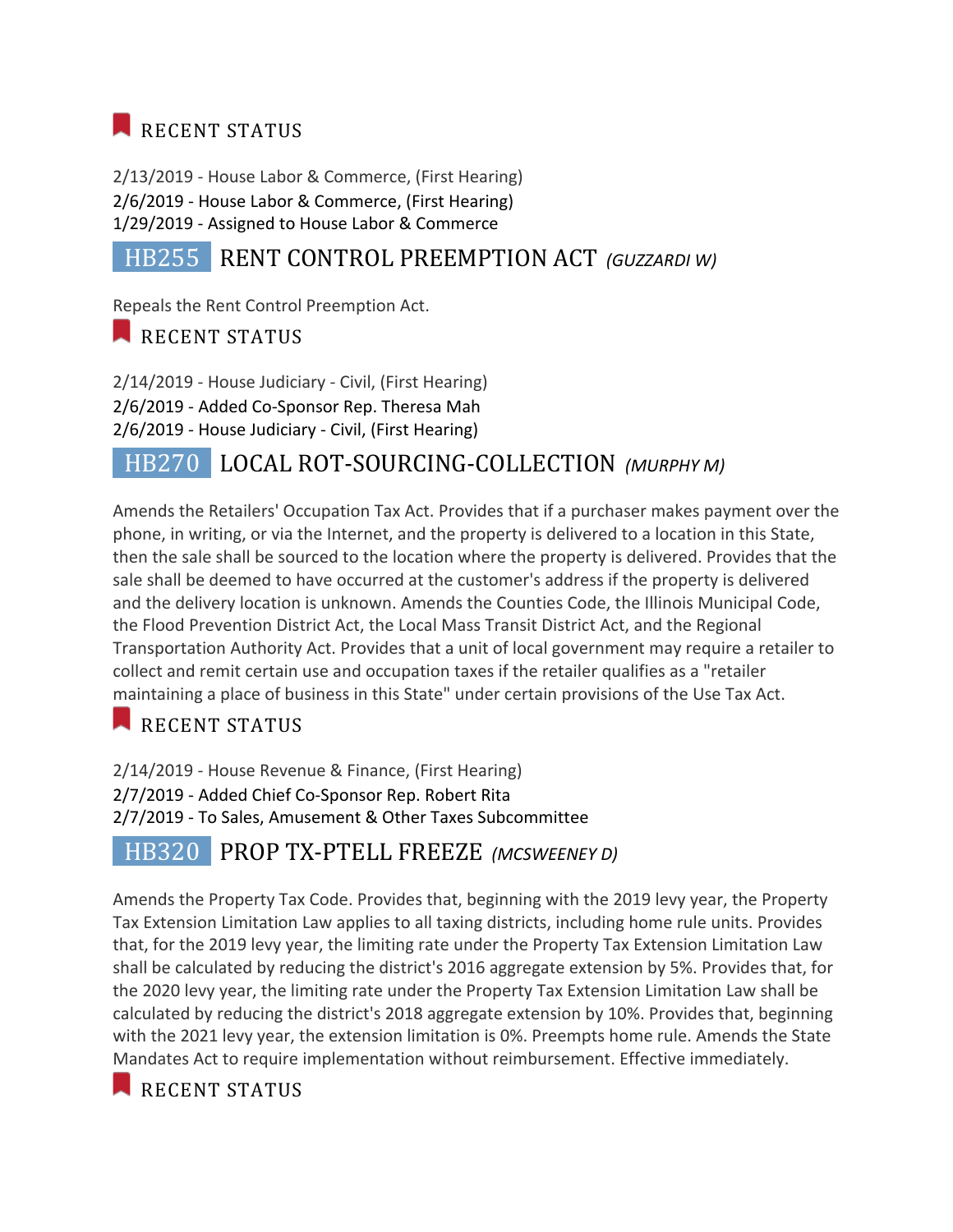### RECENT STATUS

2/13/2019 - House Labor & Commerce, (First Hearing)
2/6/2019 - House Labor & Commerce, (First Hearing)
1/29/2019 - Assigned to House Labor & Commerce

## HB255 RENT CONTROL PREEMPTION ACT *(GUZZARDI W)*

Repeals the Rent Control Preemption Act.

### RECENT STATUS

2/14/2019 - House Judiciary - Civil, (First Hearing)
2/6/2019 - Added Co-Sponsor Rep. Theresa Mah
2/6/2019 - House Judiciary - Civil, (First Hearing)

## HB270 LOCAL ROT-SOURCING-COLLECTION *(MURPHY M)*

Amends the Retailers' Occupation Tax Act. Provides that if a purchaser makes payment over the phone, in writing, or via the Internet, and the property is delivered to a location in this State, then the sale shall be sourced to the location where the property is delivered. Provides that the sale shall be deemed to have occurred at the customer's address if the property is delivered and the delivery location is unknown. Amends the Counties Code, the Illinois Municipal Code, the Flood Prevention District Act, the Local Mass Transit District Act, and the Regional Transportation Authority Act. Provides that a unit of local government may require a retailer to collect and remit certain use and occupation taxes if the retailer qualifies as a "retailer maintaining a place of business in this State" under certain provisions of the Use Tax Act.

### RECENT STATUS

2/14/2019 - House Revenue & Finance, (First Hearing)
2/7/2019 - Added Chief Co-Sponsor Rep. Robert Rita
2/7/2019 - To Sales, Amusement & Other Taxes Subcommittee

## HB320 PROP TX-PTELL FREEZE *(MCSWEENEY D)*

Amends the Property Tax Code. Provides that, beginning with the 2019 levy year, the Property Tax Extension Limitation Law applies to all taxing districts, including home rule units. Provides that, for the 2019 levy year, the limiting rate under the Property Tax Extension Limitation Law shall be calculated by reducing the district's 2016 aggregate extension by 5%. Provides that, for the 2020 levy year, the limiting rate under the Property Tax Extension Limitation Law shall be calculated by reducing the district's 2018 aggregate extension by 10%. Provides that, beginning with the 2021 levy year, the extension limitation is 0%. Preempts home rule. Amends the State Mandates Act to require implementation without reimbursement. Effective immediately.

### RECENT STATUS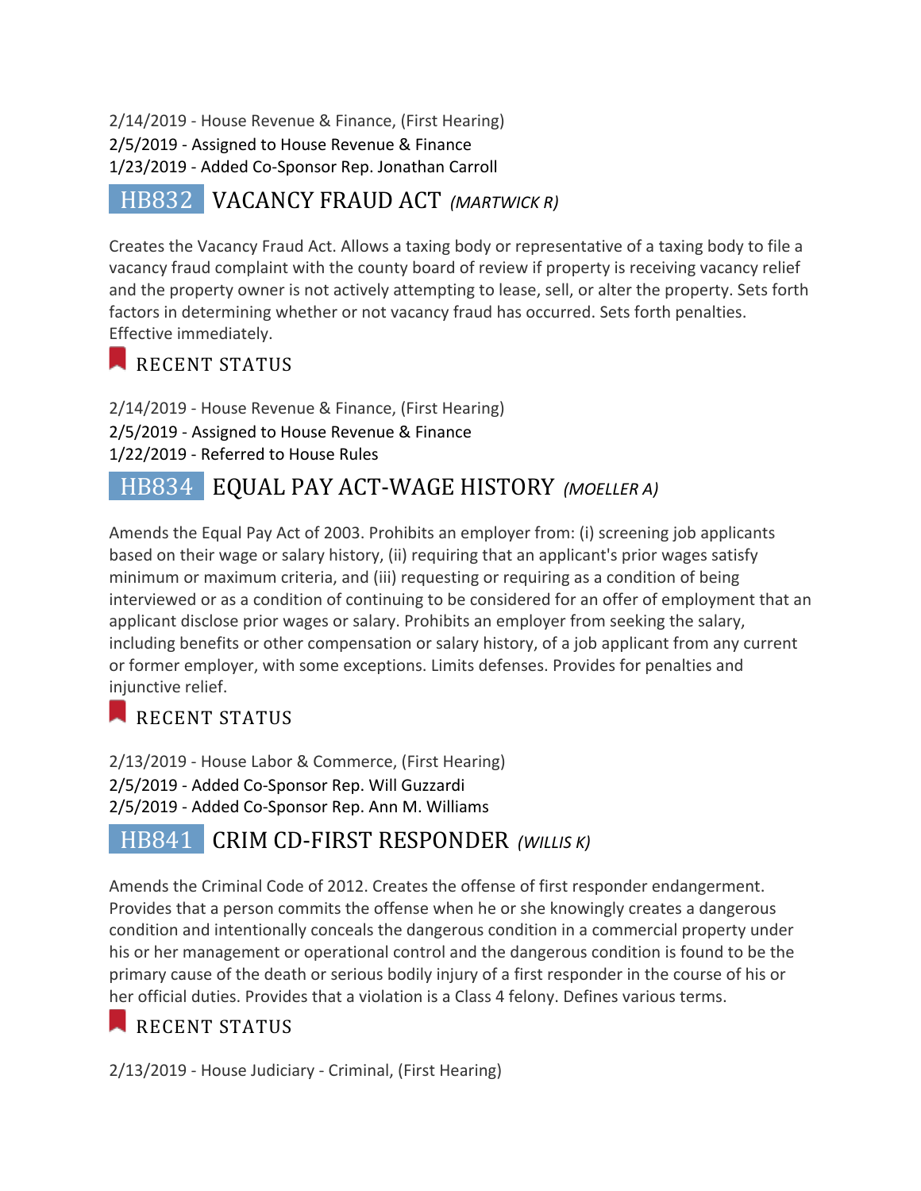2/14/2019 - House Revenue & Finance, (First Hearing)
2/5/2019 - Assigned to House Revenue & Finance
1/23/2019 - Added Co-Sponsor Rep. Jonathan Carroll

## HB832 VACANCY FRAUD ACT *(MARTWICK R)*

Creates the Vacancy Fraud Act. Allows a taxing body or representative of a taxing body to file a vacancy fraud complaint with the county board of review if property is receiving vacancy relief and the property owner is not actively attempting to lease, sell, or alter the property. Sets forth factors in determining whether or not vacancy fraud has occurred. Sets forth penalties. Effective immediately.

### RECENT STATUS

2/14/2019 - House Revenue & Finance, (First Hearing)
2/5/2019 - Assigned to House Revenue & Finance
1/22/2019 - Referred to House Rules

## HB834 EQUAL PAY ACT-WAGE HISTORY *(MOELLER A)*

Amends the Equal Pay Act of 2003. Prohibits an employer from: (i) screening job applicants based on their wage or salary history, (ii) requiring that an applicant's prior wages satisfy minimum or maximum criteria, and (iii) requesting or requiring as a condition of being interviewed or as a condition of continuing to be considered for an offer of employment that an applicant disclose prior wages or salary. Prohibits an employer from seeking the salary, including benefits or other compensation or salary history, of a job applicant from any current or former employer, with some exceptions. Limits defenses. Provides for penalties and injunctive relief.

### RECENT STATUS

2/13/2019 - House Labor & Commerce, (First Hearing)
2/5/2019 - Added Co-Sponsor Rep. Will Guzzardi
2/5/2019 - Added Co-Sponsor Rep. Ann M. Williams

## HB841 CRIM CD-FIRST RESPONDER *(WILLIS K)*

Amends the Criminal Code of 2012. Creates the offense of first responder endangerment. Provides that a person commits the offense when he or she knowingly creates a dangerous condition and intentionally conceals the dangerous condition in a commercial property under his or her management or operational control and the dangerous condition is found to be the primary cause of the death or serious bodily injury of a first responder in the course of his or her official duties. Provides that a violation is a Class 4 felony. Defines various terms.

### RECENT STATUS

2/13/2019 - House Judiciary - Criminal, (First Hearing)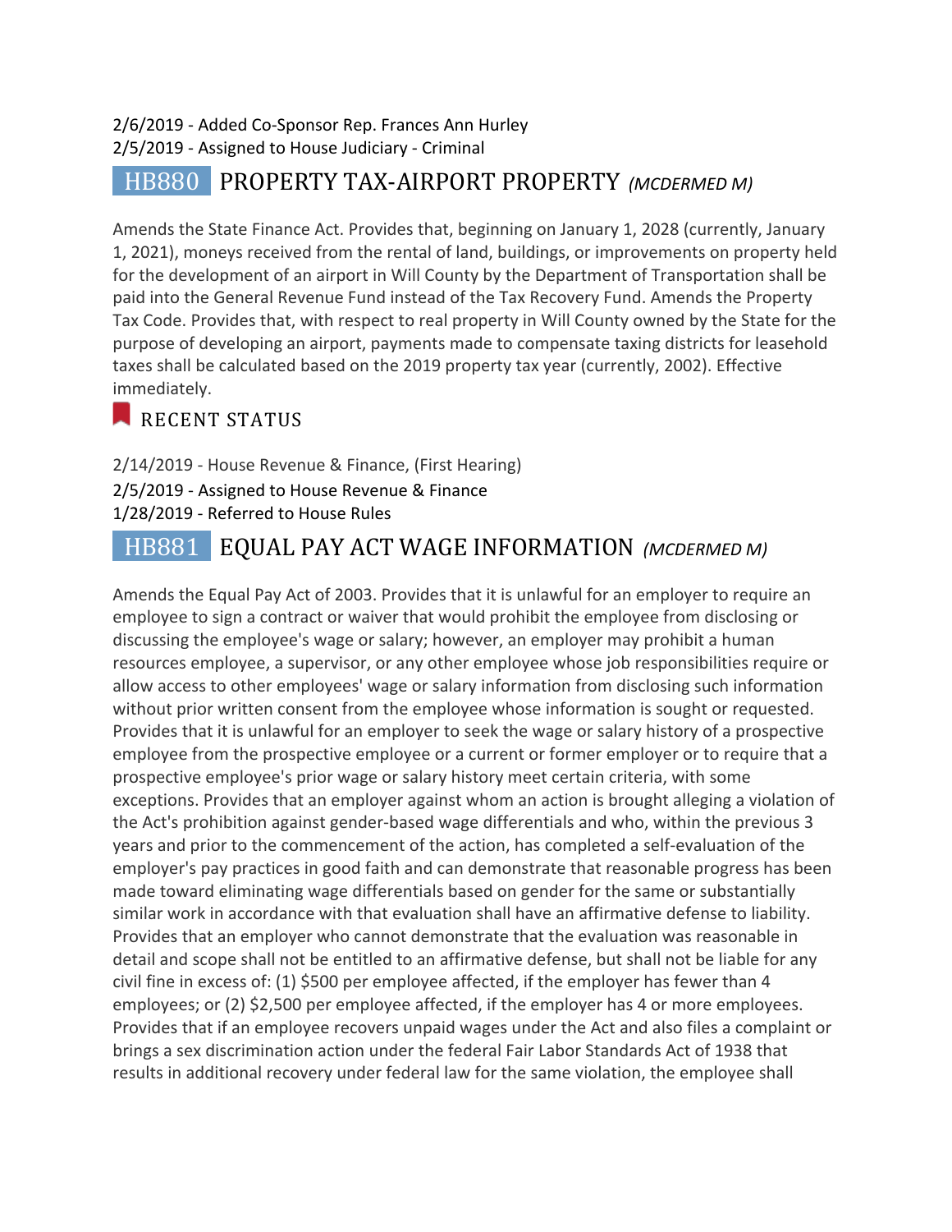2/6/2019 - Added Co-Sponsor Rep. Frances Ann Hurley
2/5/2019 - Assigned to House Judiciary - Criminal

## HB880 PROPERTY TAX-AIRPORT PROPERTY *(MCDERMED M)*

Amends the State Finance Act. Provides that, beginning on January 1, 2028 (currently, January 1, 2021), moneys received from the rental of land, buildings, or improvements on property held for the development of an airport in Will County by the Department of Transportation shall be paid into the General Revenue Fund instead of the Tax Recovery Fund. Amends the Property Tax Code. Provides that, with respect to real property in Will County owned by the State for the purpose of developing an airport, payments made to compensate taxing districts for leasehold taxes shall be calculated based on the 2019 property tax year (currently, 2002). Effective immediately.

### RECENT STATUS

2/14/2019 - House Revenue & Finance, (First Hearing)
2/5/2019 - Assigned to House Revenue & Finance
1/28/2019 - Referred to House Rules

## HB881 EQUAL PAY ACT WAGE INFORMATION *(MCDERMED M)*

Amends the Equal Pay Act of 2003. Provides that it is unlawful for an employer to require an employee to sign a contract or waiver that would prohibit the employee from disclosing or discussing the employee's wage or salary; however, an employer may prohibit a human resources employee, a supervisor, or any other employee whose job responsibilities require or allow access to other employees' wage or salary information from disclosing such information without prior written consent from the employee whose information is sought or requested. Provides that it is unlawful for an employer to seek the wage or salary history of a prospective employee from the prospective employee or a current or former employer or to require that a prospective employee's prior wage or salary history meet certain criteria, with some exceptions. Provides that an employer against whom an action is brought alleging a violation of the Act's prohibition against gender-based wage differentials and who, within the previous 3 years and prior to the commencement of the action, has completed a self-evaluation of the employer's pay practices in good faith and can demonstrate that reasonable progress has been made toward eliminating wage differentials based on gender for the same or substantially similar work in accordance with that evaluation shall have an affirmative defense to liability. Provides that an employer who cannot demonstrate that the evaluation was reasonable in detail and scope shall not be entitled to an affirmative defense, but shall not be liable for any civil fine in excess of: (1) $500 per employee affected, if the employer has fewer than 4 employees; or (2) $2,500 per employee affected, if the employer has 4 or more employees. Provides that if an employee recovers unpaid wages under the Act and also files a complaint or brings a sex discrimination action under the federal Fair Labor Standards Act of 1938 that results in additional recovery under federal law for the same violation, the employee shall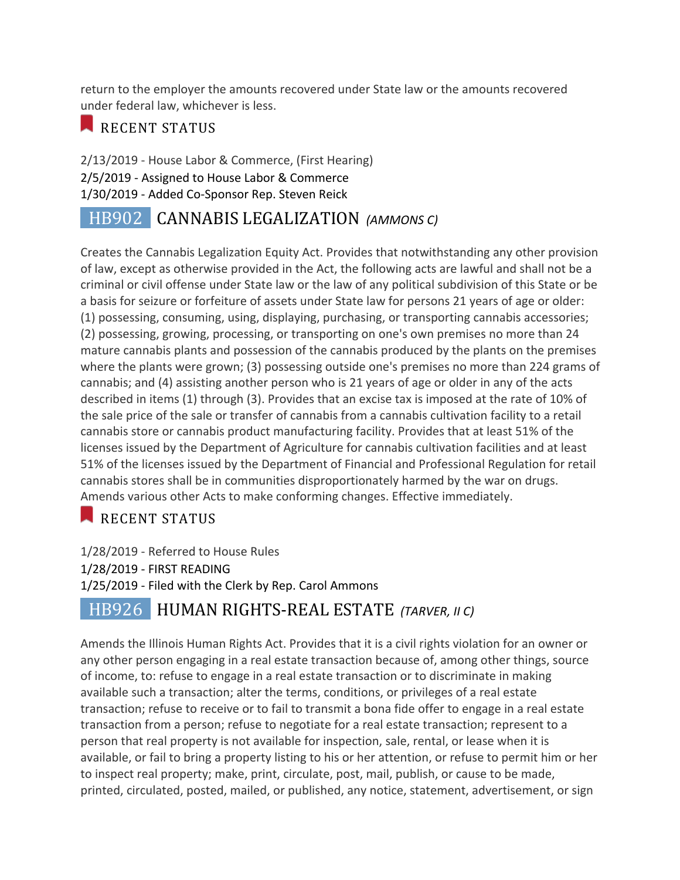return to the employer the amounts recovered under State law or the amounts recovered under federal law, whichever is less.

### RECENT STATUS

2/13/2019 - House Labor & Commerce, (First Hearing)
2/5/2019 - Assigned to House Labor & Commerce
1/30/2019 - Added Co-Sponsor Rep. Steven Reick

## HB902 CANNABIS LEGALIZATION *(AMMONS C)*

Creates the Cannabis Legalization Equity Act. Provides that notwithstanding any other provision of law, except as otherwise provided in the Act, the following acts are lawful and shall not be a criminal or civil offense under State law or the law of any political subdivision of this State or be a basis for seizure or forfeiture of assets under State law for persons 21 years of age or older: (1) possessing, consuming, using, displaying, purchasing, or transporting cannabis accessories; (2) possessing, growing, processing, or transporting on one's own premises no more than 24 mature cannabis plants and possession of the cannabis produced by the plants on the premises where the plants were grown; (3) possessing outside one's premises no more than 224 grams of cannabis; and (4) assisting another person who is 21 years of age or older in any of the acts described in items (1) through (3). Provides that an excise tax is imposed at the rate of 10% of the sale price of the sale or transfer of cannabis from a cannabis cultivation facility to a retail cannabis store or cannabis product manufacturing facility. Provides that at least 51% of the licenses issued by the Department of Agriculture for cannabis cultivation facilities and at least 51% of the licenses issued by the Department of Financial and Professional Regulation for retail cannabis stores shall be in communities disproportionately harmed by the war on drugs. Amends various other Acts to make conforming changes. Effective immediately.

### RECENT STATUS

1/28/2019 - Referred to House Rules
1/28/2019 - FIRST READING
1/25/2019 - Filed with the Clerk by Rep. Carol Ammons

## HB926 HUMAN RIGHTS-REAL ESTATE *(TARVER, II C)*

Amends the Illinois Human Rights Act. Provides that it is a civil rights violation for an owner or any other person engaging in a real estate transaction because of, among other things, source of income, to: refuse to engage in a real estate transaction or to discriminate in making available such a transaction; alter the terms, conditions, or privileges of a real estate transaction; refuse to receive or to fail to transmit a bona fide offer to engage in a real estate transaction from a person; refuse to negotiate for a real estate transaction; represent to a person that real property is not available for inspection, sale, rental, or lease when it is available, or fail to bring a property listing to his or her attention, or refuse to permit him or her to inspect real property; make, print, circulate, post, mail, publish, or cause to be made, printed, circulated, posted, mailed, or published, any notice, statement, advertisement, or sign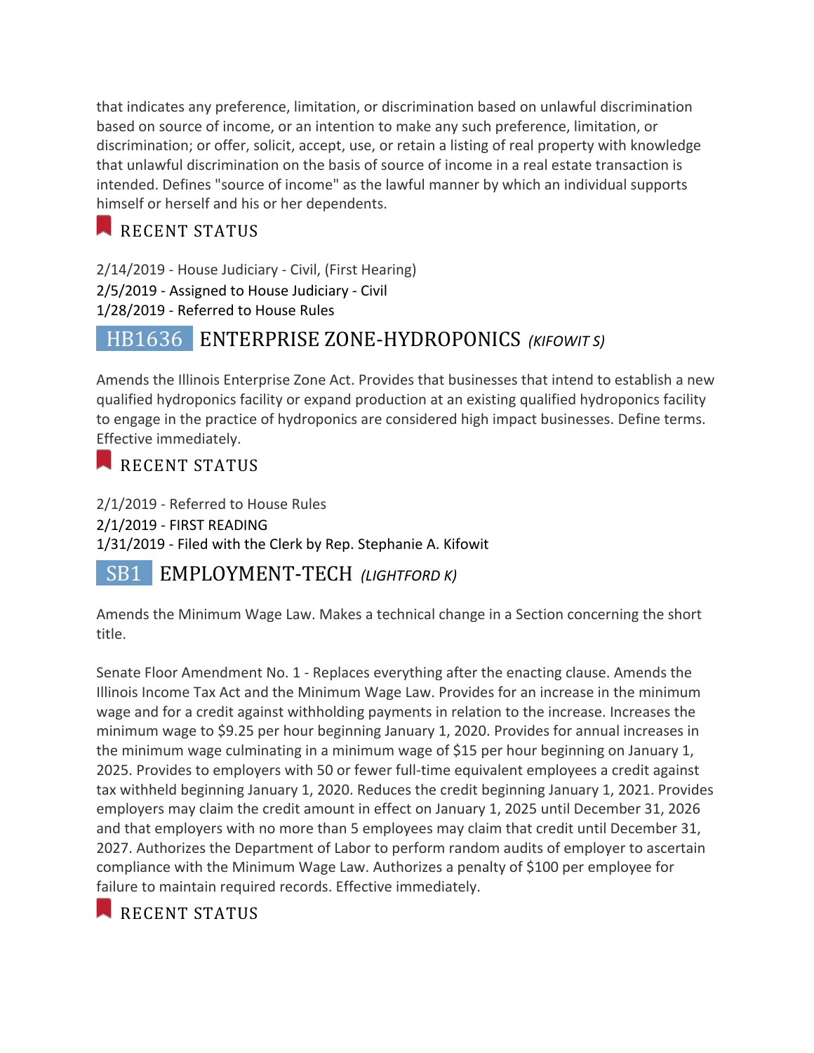that indicates any preference, limitation, or discrimination based on unlawful discrimination based on source of income, or an intention to make any such preference, limitation, or discrimination; or offer, solicit, accept, use, or retain a listing of real property with knowledge that unlawful discrimination on the basis of source of income in a real estate transaction is intended. Defines "source of income" as the lawful manner by which an individual supports himself or herself and his or her dependents.

### RECENT STATUS

2/14/2019 - House Judiciary - Civil, (First Hearing)
2/5/2019 - Assigned to House Judiciary - Civil
1/28/2019 - Referred to House Rules

## HB1636 ENTERPRISE ZONE-HYDROPONICS *(KIFOWIT S)*

Amends the Illinois Enterprise Zone Act. Provides that businesses that intend to establish a new qualified hydroponics facility or expand production at an existing qualified hydroponics facility to engage in the practice of hydroponics are considered high impact businesses. Define terms. Effective immediately.

### RECENT STATUS

2/1/2019 - Referred to House Rules
2/1/2019 - FIRST READING
1/31/2019 - Filed with the Clerk by Rep. Stephanie A. Kifowit

## SB1 EMPLOYMENT-TECH *(LIGHTFORD K)*

Amends the Minimum Wage Law. Makes a technical change in a Section concerning the short title.

Senate Floor Amendment No. 1 - Replaces everything after the enacting clause. Amends the Illinois Income Tax Act and the Minimum Wage Law. Provides for an increase in the minimum wage and for a credit against withholding payments in relation to the increase. Increases the minimum wage to $9.25 per hour beginning January 1, 2020. Provides for annual increases in the minimum wage culminating in a minimum wage of $15 per hour beginning on January 1, 2025. Provides to employers with 50 or fewer full-time equivalent employees a credit against tax withheld beginning January 1, 2020. Reduces the credit beginning January 1, 2021. Provides employers may claim the credit amount in effect on January 1, 2025 until December 31, 2026 and that employers with no more than 5 employees may claim that credit until December 31, 2027. Authorizes the Department of Labor to perform random audits of employer to ascertain compliance with the Minimum Wage Law. Authorizes a penalty of $100 per employee for failure to maintain required records. Effective immediately.

### RECENT STATUS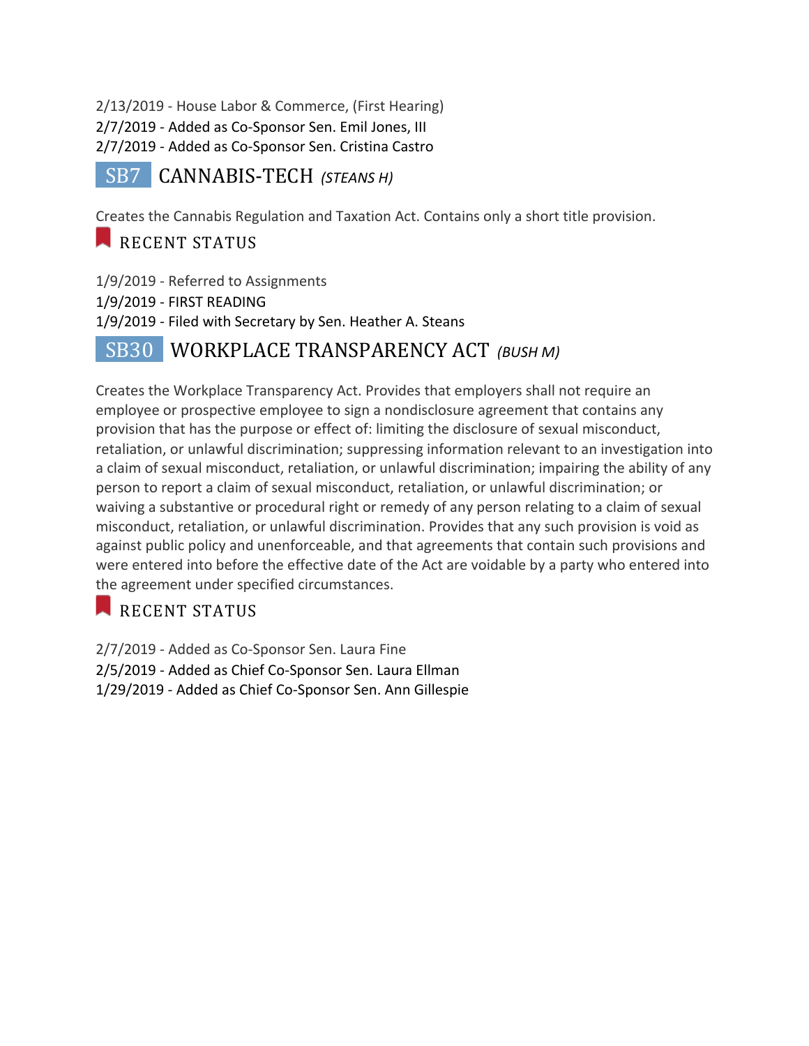2/13/2019 - House Labor & Commerce, (First Hearing)

2/7/2019 - Added as Co-Sponsor Sen. Emil Jones, III

2/7/2019 - Added as Co-Sponsor Sen. Cristina Castro

## SB7 CANNABIS-TECH *(STEANS H)*

Creates the Cannabis Regulation and Taxation Act. Contains only a short title provision.

### RECENT STATUS

1/9/2019 - Referred to Assignments

1/9/2019 - FIRST READING

1/9/2019 - Filed with Secretary by Sen. Heather A. Steans

## SB30 WORKPLACE TRANSPARENCY ACT *(BUSH M)*

Creates the Workplace Transparency Act. Provides that employers shall not require an employee or prospective employee to sign a nondisclosure agreement that contains any provision that has the purpose or effect of: limiting the disclosure of sexual misconduct, retaliation, or unlawful discrimination; suppressing information relevant to an investigation into a claim of sexual misconduct, retaliation, or unlawful discrimination; impairing the ability of any person to report a claim of sexual misconduct, retaliation, or unlawful discrimination; or waiving a substantive or procedural right or remedy of any person relating to a claim of sexual misconduct, retaliation, or unlawful discrimination. Provides that any such provision is void as against public policy and unenforceable, and that agreements that contain such provisions and were entered into before the effective date of the Act are voidable by a party who entered into the agreement under specified circumstances.

### RECENT STATUS

2/7/2019 - Added as Co-Sponsor Sen. Laura Fine

2/5/2019 - Added as Chief Co-Sponsor Sen. Laura Ellman

1/29/2019 - Added as Chief Co-Sponsor Sen. Ann Gillespie